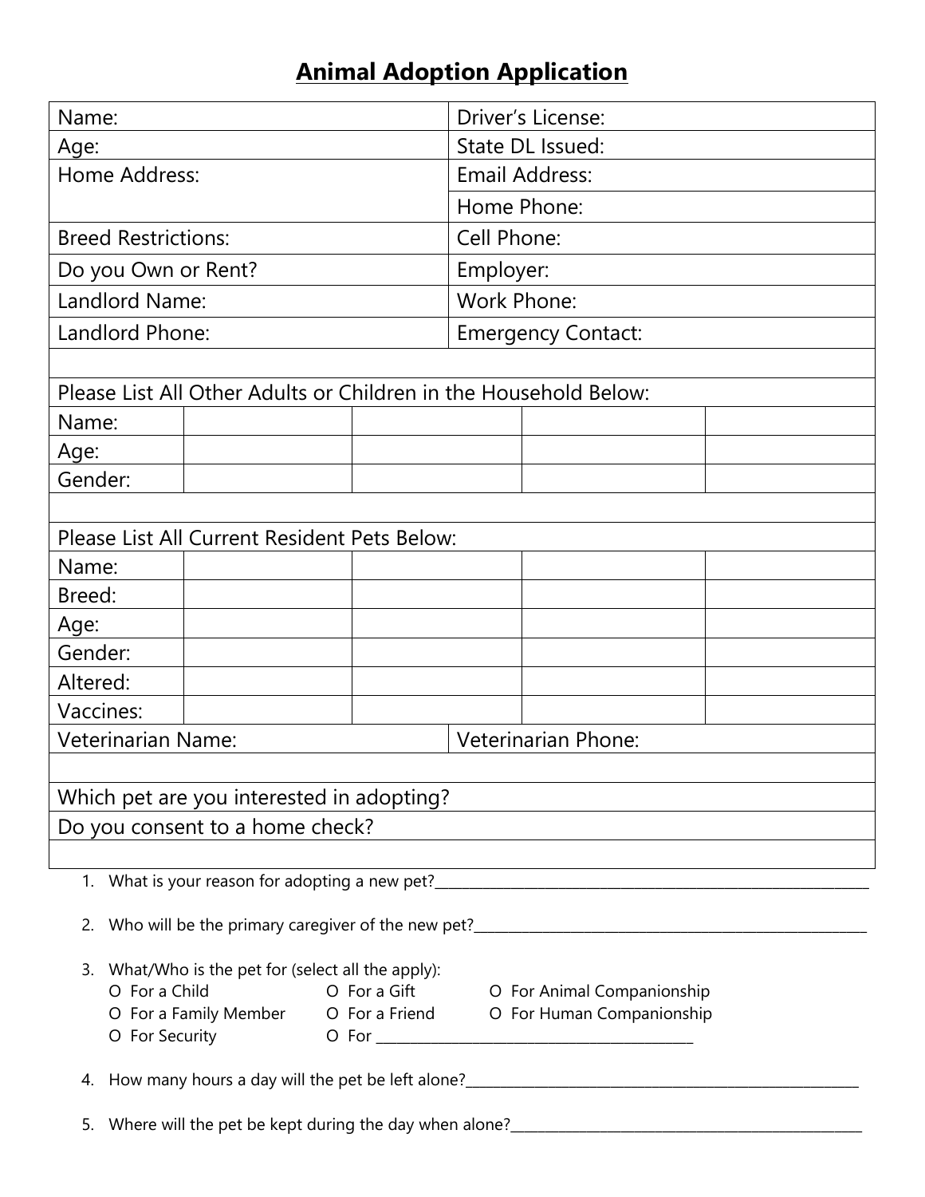# Animal Adoption Application

| | |
|---|---|
| Name: | Driver's License: |
| Age: | State DL Issued: |
| Home Address: | Email Address: |
| | Home Phone: |
| Breed Restrictions: | Cell Phone: |
| Do you Own or Rent? | Employer: |
| Landlord Name: | Work Phone: |
| Landlord Phone: | Emergency Contact: |

Please List All Other Adults or Children in the Household Below:

| | | | | |
|---|---|---|---|---|
| Name: | | | | |
| Age: | | | | |
| Gender: | | | | |

Please List All Current Resident Pets Below:

| | | | | |
|---|---|---|---|---|
| Name: | | | | |
| Breed: | | | | |
| Age: | | | | |
| Gender: | | | | |
| Altered: | | | | |
| Vaccines: | | | | |

| | |
|---|---|
| Veterinarian Name: | Veterinarian Phone: |

| |
|---|
| Which pet are you interested in adopting? |
| Do you consent to a home check? |

1. What is your reason for adopting a new pet?______________________________

2. Who will be the primary caregiver of the new pet?______________________________

3. What/Who is the pet for (select all the apply):
   - O For a Child
   - O For a Gift
   - O For Animal Companionship
   - O For a Family Member
   - O For a Friend
   - O For Human Companionship
   - O For Security
   - O For ______________________________

4. How many hours a day will the pet be left alone?______________________________

5. Where will the pet be kept during the day when alone?______________________________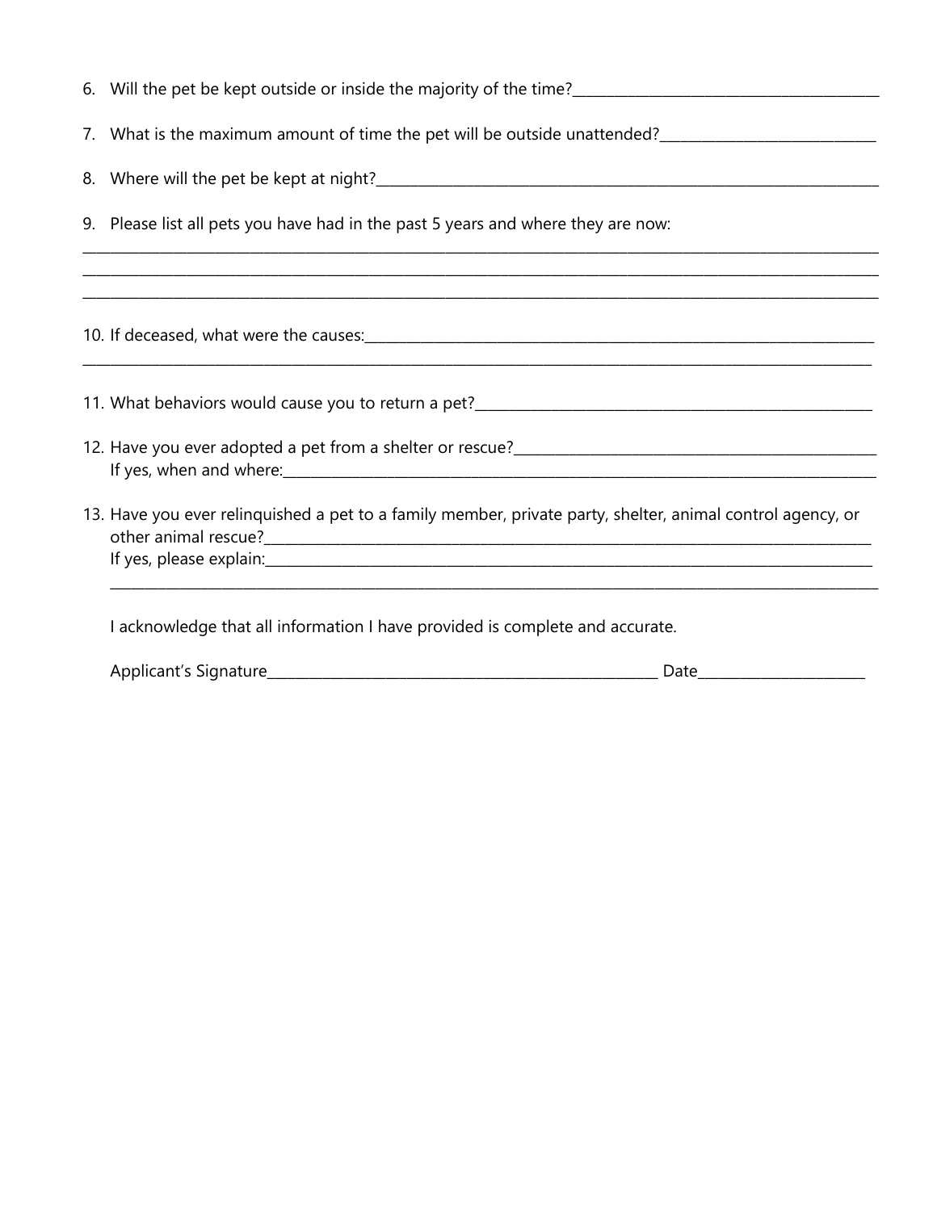6. Will the pet be kept outside or inside the majority of the time?_______________________________________

7. What is the maximum amount of time the pet will be outside unattended?___________________________

8. Where will the pet be kept at night?__________________________________________________________

9. Please list all pets you have had in the past 5 years and where they are now:

_____________________________________________________________________________________________
_____________________________________________________________________________________________
_____________________________________________________________________________________________

10. If deceased, what were the causes:_________________________________________________________
_____________________________________________________________________________________________

11. What behaviors would cause you to return a pet?____________________________________________

12. Have you ever adopted a pet from a shelter or rescue?_______________________________________
    If yes, when and where:_____________________________________________________________________

13. Have you ever relinquished a pet to a family member, private party, shelter, animal control agency, or other animal rescue?_________________________________________________________________
    If yes, please explain:_______________________________________________________________________
    _________________________________________________________________________________________

I acknowledge that all information I have provided is complete and accurate.

Applicant's Signature__________________________________________ Date___________________